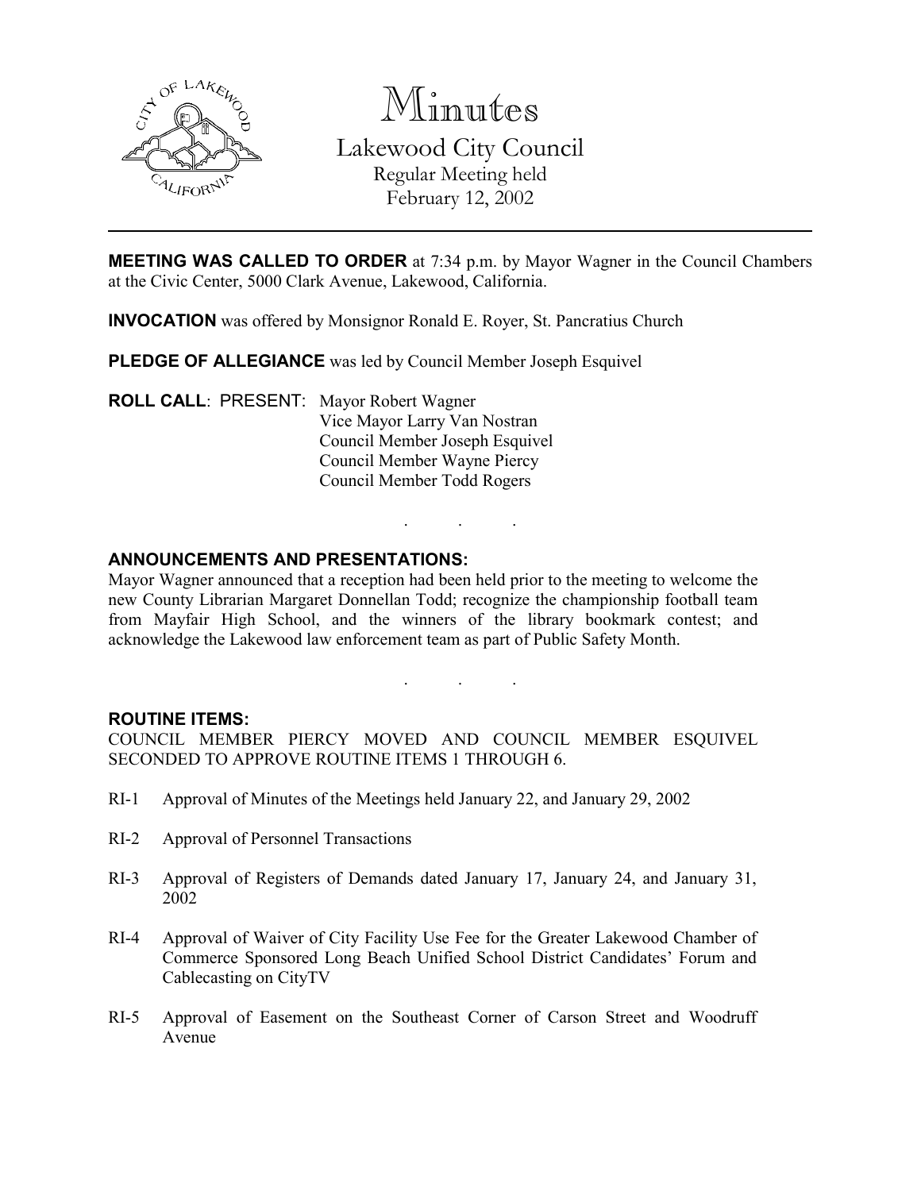# Minutes

## Lakewood City Council

Regular Meeting held
February 12, 2002

---

**MEETING WAS CALLED TO ORDER** at 7:34 p.m. by Mayor Wagner in the Council Chambers at the Civic Center, 5000 Clark Avenue, Lakewood, California.

**INVOCATION** was offered by Monsignor Ronald E. Royer, St. Pancratius Church

**PLEDGE OF ALLEGIANCE** was led by Council Member Joseph Esquivel

**ROLL CALL**: PRESENT: Mayor Robert Wagner
Vice Mayor Larry Van Nostran
Council Member Joseph Esquivel
Council Member Wayne Piercy
Council Member Todd Rogers

. . .

**ANNOUNCEMENTS AND PRESENTATIONS:**

Mayor Wagner announced that a reception had been held prior to the meeting to welcome the new County Librarian Margaret Donnellan Todd; recognize the championship football team from Mayfair High School, and the winners of the library bookmark contest; and acknowledge the Lakewood law enforcement team as part of Public Safety Month.

. . .

**ROUTINE ITEMS:**

COUNCIL MEMBER PIERCY MOVED AND COUNCIL MEMBER ESQUIVEL SECONDED TO APPROVE ROUTINE ITEMS 1 THROUGH 6.

RI-1 Approval of Minutes of the Meetings held January 22, and January 29, 2002

RI-2 Approval of Personnel Transactions

RI-3 Approval of Registers of Demands dated January 17, January 24, and January 31, 2002

RI-4 Approval of Waiver of City Facility Use Fee for the Greater Lakewood Chamber of Commerce Sponsored Long Beach Unified School District Candidates' Forum and Cablecasting on CityTV

RI-5 Approval of Easement on the Southeast Corner of Carson Street and Woodruff Avenue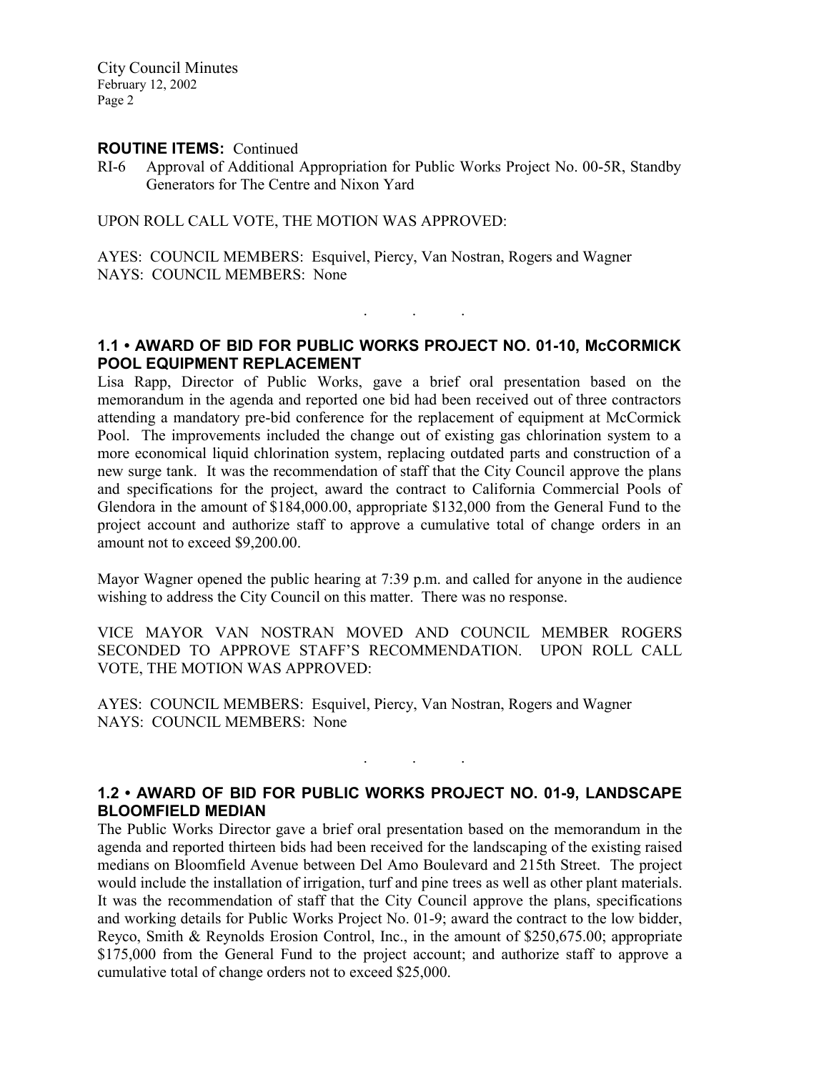**ROUTINE ITEMS:** Continued

RI-6 Approval of Additional Appropriation for Public Works Project No. 00-5R, Standby Generators for The Centre and Nixon Yard

UPON ROLL CALL VOTE, THE MOTION WAS APPROVED:

AYES: COUNCIL MEMBERS: Esquivel, Piercy, Van Nostran, Rogers and Wagner
NAYS: COUNCIL MEMBERS: None

. . .

### 1.1 • AWARD OF BID FOR PUBLIC WORKS PROJECT NO. 01-10, McCORMICK POOL EQUIPMENT REPLACEMENT

Lisa Rapp, Director of Public Works, gave a brief oral presentation based on the memorandum in the agenda and reported one bid had been received out of three contractors attending a mandatory pre-bid conference for the replacement of equipment at McCormick Pool. The improvements included the change out of existing gas chlorination system to a more economical liquid chlorination system, replacing outdated parts and construction of a new surge tank. It was the recommendation of staff that the City Council approve the plans and specifications for the project, award the contract to California Commercial Pools of Glendora in the amount of $184,000.00, appropriate $132,000 from the General Fund to the project account and authorize staff to approve a cumulative total of change orders in an amount not to exceed $9,200.00.

Mayor Wagner opened the public hearing at 7:39 p.m. and called for anyone in the audience wishing to address the City Council on this matter. There was no response.

VICE MAYOR VAN NOSTRAN MOVED AND COUNCIL MEMBER ROGERS SECONDED TO APPROVE STAFF'S RECOMMENDATION. UPON ROLL CALL VOTE, THE MOTION WAS APPROVED:

AYES: COUNCIL MEMBERS: Esquivel, Piercy, Van Nostran, Rogers and Wagner
NAYS: COUNCIL MEMBERS: None

. . .

### 1.2 • AWARD OF BID FOR PUBLIC WORKS PROJECT NO. 01-9, LANDSCAPE BLOOMFIELD MEDIAN

The Public Works Director gave a brief oral presentation based on the memorandum in the agenda and reported thirteen bids had been received for the landscaping of the existing raised medians on Bloomfield Avenue between Del Amo Boulevard and 215th Street. The project would include the installation of irrigation, turf and pine trees as well as other plant materials. It was the recommendation of staff that the City Council approve the plans, specifications and working details for Public Works Project No. 01-9; award the contract to the low bidder, Reyco, Smith & Reynolds Erosion Control, Inc., in the amount of $250,675.00; appropriate $175,000 from the General Fund to the project account; and authorize staff to approve a cumulative total of change orders not to exceed $25,000.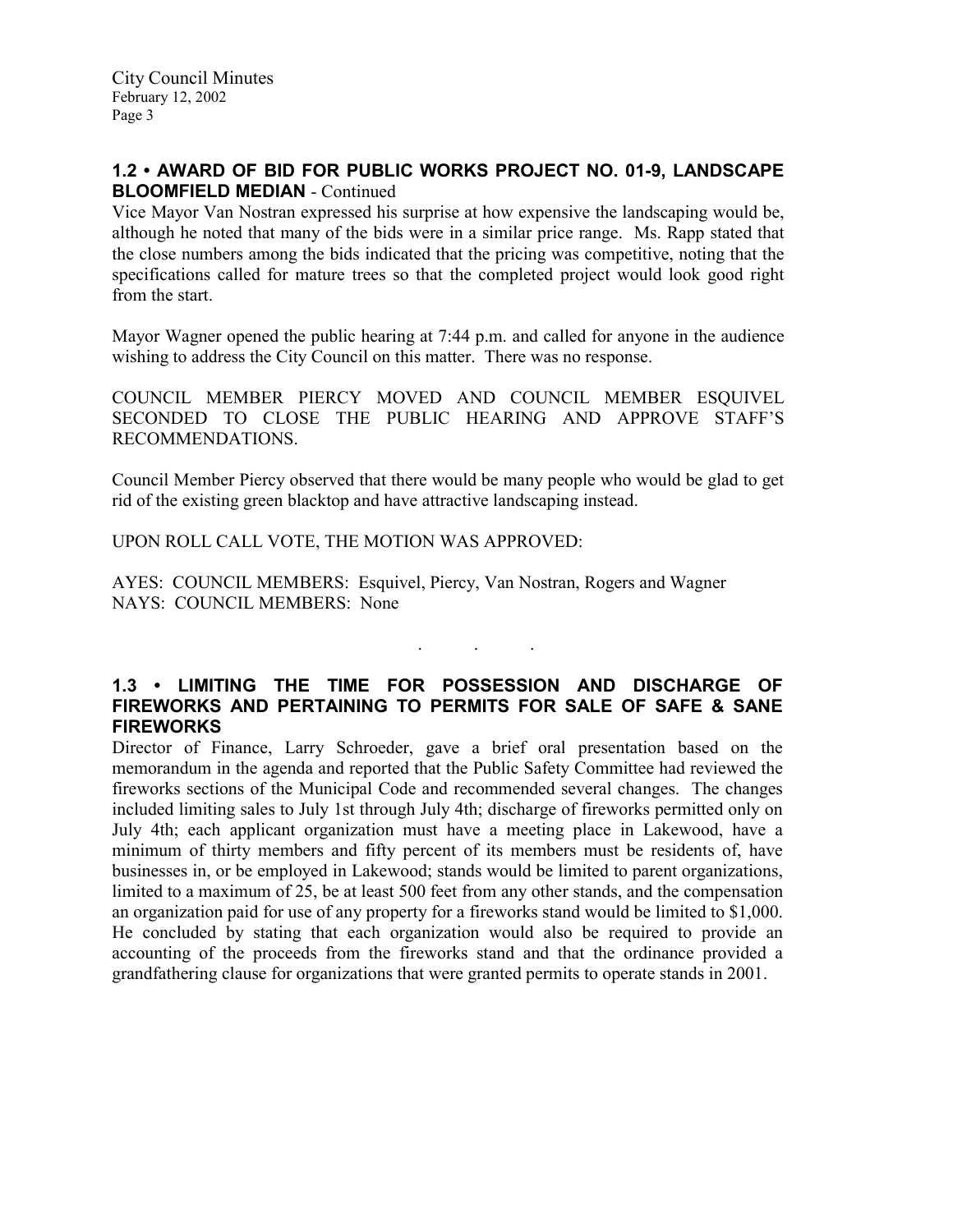## 1.2 • AWARD OF BID FOR PUBLIC WORKS PROJECT NO. 01-9, LANDSCAPE BLOOMFIELD MEDIAN - Continued

Vice Mayor Van Nostran expressed his surprise at how expensive the landscaping would be, although he noted that many of the bids were in a similar price range. Ms. Rapp stated that the close numbers among the bids indicated that the pricing was competitive, noting that the specifications called for mature trees so that the completed project would look good right from the start.

Mayor Wagner opened the public hearing at 7:44 p.m. and called for anyone in the audience wishing to address the City Council on this matter. There was no response.

COUNCIL MEMBER PIERCY MOVED AND COUNCIL MEMBER ESQUIVEL SECONDED TO CLOSE THE PUBLIC HEARING AND APPROVE STAFF'S RECOMMENDATIONS.

Council Member Piercy observed that there would be many people who would be glad to get rid of the existing green blacktop and have attractive landscaping instead.

UPON ROLL CALL VOTE, THE MOTION WAS APPROVED:

AYES: COUNCIL MEMBERS: Esquivel, Piercy, Van Nostran, Rogers and Wagner
NAYS: COUNCIL MEMBERS: None

. . .

## 1.3 • LIMITING THE TIME FOR POSSESSION AND DISCHARGE OF FIREWORKS AND PERTAINING TO PERMITS FOR SALE OF SAFE & SANE FIREWORKS

Director of Finance, Larry Schroeder, gave a brief oral presentation based on the memorandum in the agenda and reported that the Public Safety Committee had reviewed the fireworks sections of the Municipal Code and recommended several changes. The changes included limiting sales to July 1st through July 4th; discharge of fireworks permitted only on July 4th; each applicant organization must have a meeting place in Lakewood, have a minimum of thirty members and fifty percent of its members must be residents of, have businesses in, or be employed in Lakewood; stands would be limited to parent organizations, limited to a maximum of 25, be at least 500 feet from any other stands, and the compensation an organization paid for use of any property for a fireworks stand would be limited to $1,000. He concluded by stating that each organization would also be required to provide an accounting of the proceeds from the fireworks stand and that the ordinance provided a grandfathering clause for organizations that were granted permits to operate stands in 2001.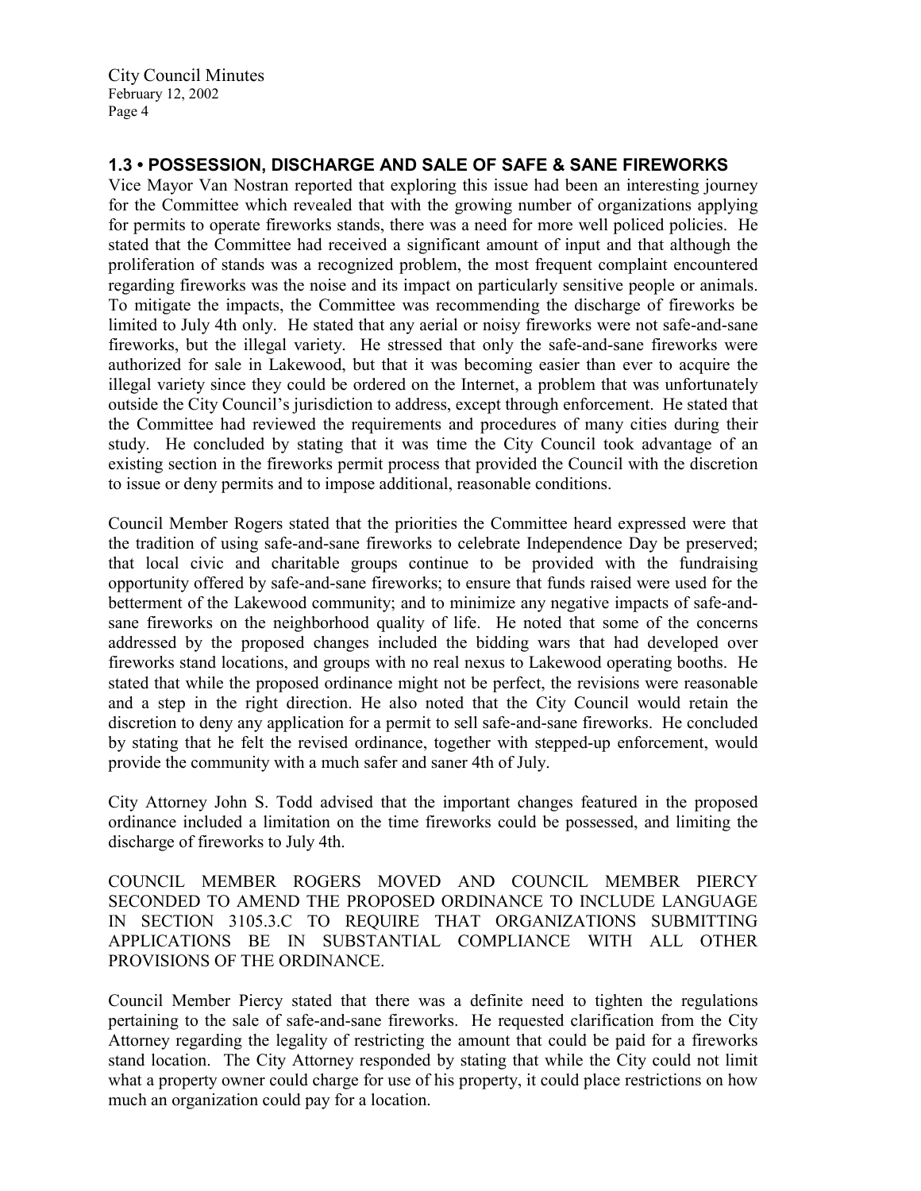## 1.3 • POSSESSION, DISCHARGE AND SALE OF SAFE & SANE FIREWORKS

Vice Mayor Van Nostran reported that exploring this issue had been an interesting journey for the Committee which revealed that with the growing number of organizations applying for permits to operate fireworks stands, there was a need for more well policed policies. He stated that the Committee had received a significant amount of input and that although the proliferation of stands was a recognized problem, the most frequent complaint encountered regarding fireworks was the noise and its impact on particularly sensitive people or animals. To mitigate the impacts, the Committee was recommending the discharge of fireworks be limited to July 4th only. He stated that any aerial or noisy fireworks were not safe-and-sane fireworks, but the illegal variety. He stressed that only the safe-and-sane fireworks were authorized for sale in Lakewood, but that it was becoming easier than ever to acquire the illegal variety since they could be ordered on the Internet, a problem that was unfortunately outside the City Council's jurisdiction to address, except through enforcement. He stated that the Committee had reviewed the requirements and procedures of many cities during their study. He concluded by stating that it was time the City Council took advantage of an existing section in the fireworks permit process that provided the Council with the discretion to issue or deny permits and to impose additional, reasonable conditions.

Council Member Rogers stated that the priorities the Committee heard expressed were that the tradition of using safe-and-sane fireworks to celebrate Independence Day be preserved; that local civic and charitable groups continue to be provided with the fundraising opportunity offered by safe-and-sane fireworks; to ensure that funds raised were used for the betterment of the Lakewood community; and to minimize any negative impacts of safe-and-sane fireworks on the neighborhood quality of life. He noted that some of the concerns addressed by the proposed changes included the bidding wars that had developed over fireworks stand locations, and groups with no real nexus to Lakewood operating booths. He stated that while the proposed ordinance might not be perfect, the revisions were reasonable and a step in the right direction. He also noted that the City Council would retain the discretion to deny any application for a permit to sell safe-and-sane fireworks. He concluded by stating that he felt the revised ordinance, together with stepped-up enforcement, would provide the community with a much safer and saner 4th of July.

City Attorney John S. Todd advised that the important changes featured in the proposed ordinance included a limitation on the time fireworks could be possessed, and limiting the discharge of fireworks to July 4th.

COUNCIL MEMBER ROGERS MOVED AND COUNCIL MEMBER PIERCY SECONDED TO AMEND THE PROPOSED ORDINANCE TO INCLUDE LANGUAGE IN SECTION 3105.3.C TO REQUIRE THAT ORGANIZATIONS SUBMITTING APPLICATIONS BE IN SUBSTANTIAL COMPLIANCE WITH ALL OTHER PROVISIONS OF THE ORDINANCE.

Council Member Piercy stated that there was a definite need to tighten the regulations pertaining to the sale of safe-and-sane fireworks. He requested clarification from the City Attorney regarding the legality of restricting the amount that could be paid for a fireworks stand location. The City Attorney responded by stating that while the City could not limit what a property owner could charge for use of his property, it could place restrictions on how much an organization could pay for a location.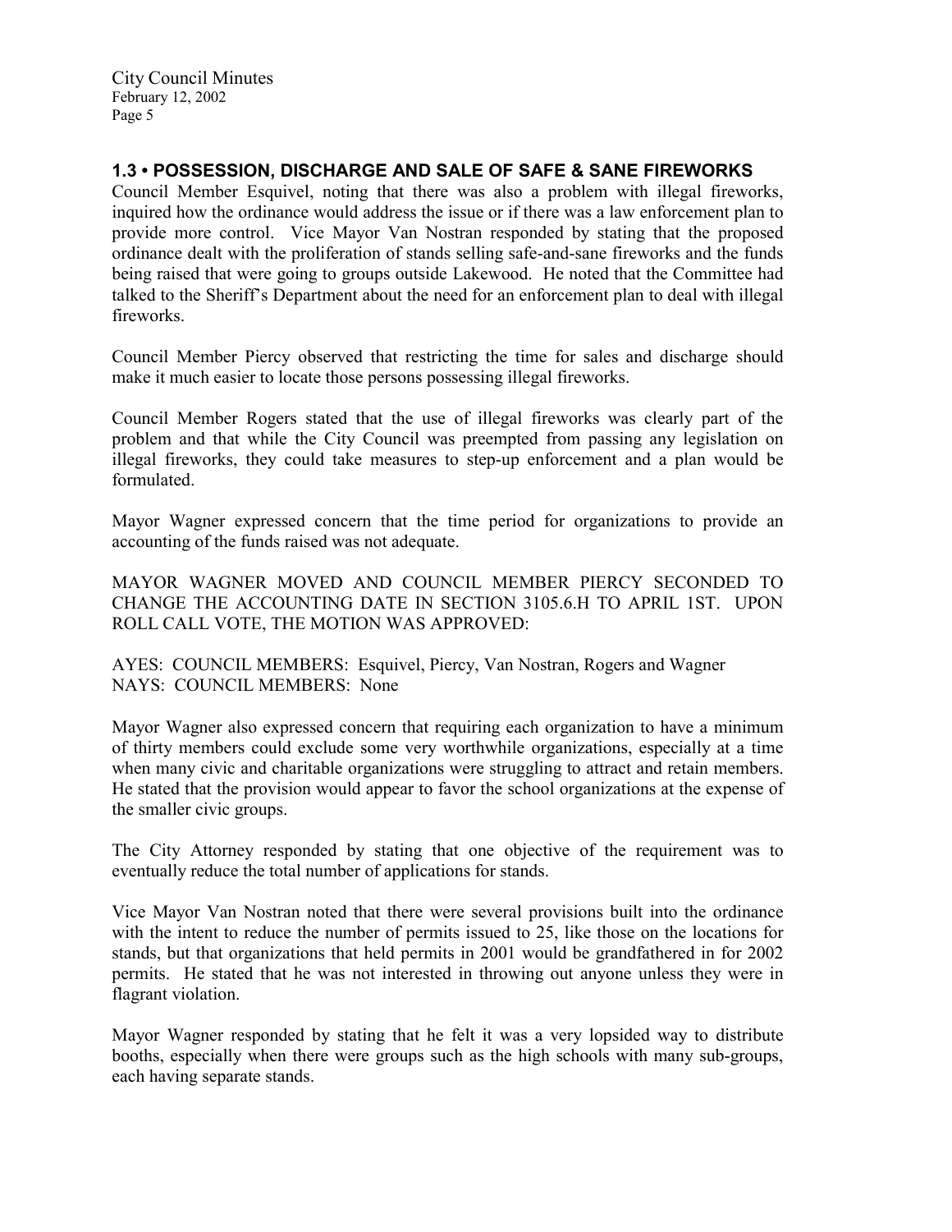## 1.3 • POSSESSION, DISCHARGE AND SALE OF SAFE & SANE FIREWORKS

Council Member Esquivel, noting that there was also a problem with illegal fireworks, inquired how the ordinance would address the issue or if there was a law enforcement plan to provide more control. Vice Mayor Van Nostran responded by stating that the proposed ordinance dealt with the proliferation of stands selling safe-and-sane fireworks and the funds being raised that were going to groups outside Lakewood. He noted that the Committee had talked to the Sheriff's Department about the need for an enforcement plan to deal with illegal fireworks.

Council Member Piercy observed that restricting the time for sales and discharge should make it much easier to locate those persons possessing illegal fireworks.

Council Member Rogers stated that the use of illegal fireworks was clearly part of the problem and that while the City Council was preempted from passing any legislation on illegal fireworks, they could take measures to step-up enforcement and a plan would be formulated.

Mayor Wagner expressed concern that the time period for organizations to provide an accounting of the funds raised was not adequate.

MAYOR WAGNER MOVED AND COUNCIL MEMBER PIERCY SECONDED TO CHANGE THE ACCOUNTING DATE IN SECTION 3105.6.H TO APRIL 1ST. UPON ROLL CALL VOTE, THE MOTION WAS APPROVED:

AYES: COUNCIL MEMBERS: Esquivel, Piercy, Van Nostran, Rogers and Wagner
NAYS: COUNCIL MEMBERS: None

Mayor Wagner also expressed concern that requiring each organization to have a minimum of thirty members could exclude some very worthwhile organizations, especially at a time when many civic and charitable organizations were struggling to attract and retain members. He stated that the provision would appear to favor the school organizations at the expense of the smaller civic groups.

The City Attorney responded by stating that one objective of the requirement was to eventually reduce the total number of applications for stands.

Vice Mayor Van Nostran noted that there were several provisions built into the ordinance with the intent to reduce the number of permits issued to 25, like those on the locations for stands, but that organizations that held permits in 2001 would be grandfathered in for 2002 permits. He stated that he was not interested in throwing out anyone unless they were in flagrant violation.

Mayor Wagner responded by stating that he felt it was a very lopsided way to distribute booths, especially when there were groups such as the high schools with many sub-groups, each having separate stands.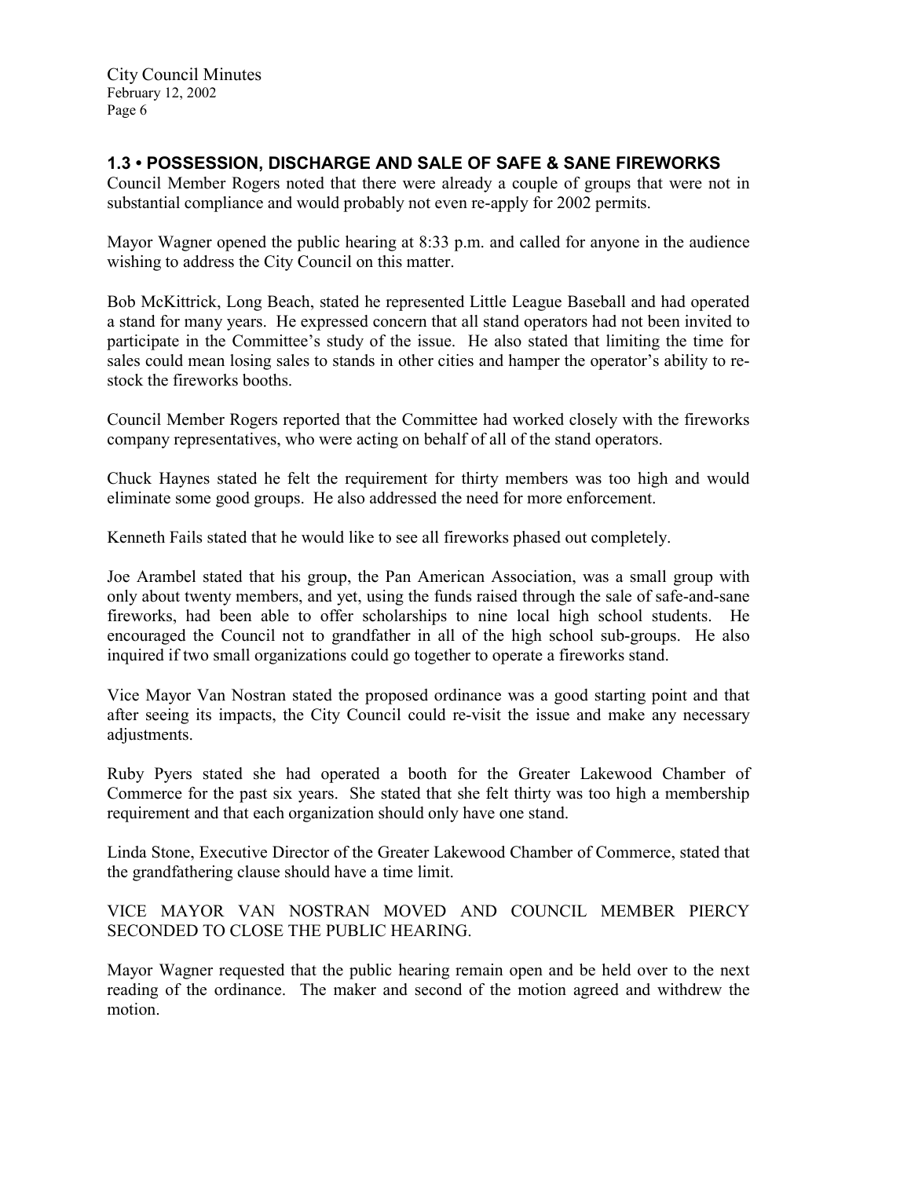## 1.3 • POSSESSION, DISCHARGE AND SALE OF SAFE & SANE FIREWORKS

Council Member Rogers noted that there were already a couple of groups that were not in substantial compliance and would probably not even re-apply for 2002 permits.

Mayor Wagner opened the public hearing at 8:33 p.m. and called for anyone in the audience wishing to address the City Council on this matter.

Bob McKittrick, Long Beach, stated he represented Little League Baseball and had operated a stand for many years. He expressed concern that all stand operators had not been invited to participate in the Committee's study of the issue. He also stated that limiting the time for sales could mean losing sales to stands in other cities and hamper the operator's ability to re-stock the fireworks booths.

Council Member Rogers reported that the Committee had worked closely with the fireworks company representatives, who were acting on behalf of all of the stand operators.

Chuck Haynes stated he felt the requirement for thirty members was too high and would eliminate some good groups. He also addressed the need for more enforcement.

Kenneth Fails stated that he would like to see all fireworks phased out completely.

Joe Arambel stated that his group, the Pan American Association, was a small group with only about twenty members, and yet, using the funds raised through the sale of safe-and-sane fireworks, had been able to offer scholarships to nine local high school students. He encouraged the Council not to grandfather in all of the high school sub-groups. He also inquired if two small organizations could go together to operate a fireworks stand.

Vice Mayor Van Nostran stated the proposed ordinance was a good starting point and that after seeing its impacts, the City Council could re-visit the issue and make any necessary adjustments.

Ruby Pyers stated she had operated a booth for the Greater Lakewood Chamber of Commerce for the past six years. She stated that she felt thirty was too high a membership requirement and that each organization should only have one stand.

Linda Stone, Executive Director of the Greater Lakewood Chamber of Commerce, stated that the grandfathering clause should have a time limit.

VICE MAYOR VAN NOSTRAN MOVED AND COUNCIL MEMBER PIERCY SECONDED TO CLOSE THE PUBLIC HEARING.

Mayor Wagner requested that the public hearing remain open and be held over to the next reading of the ordinance. The maker and second of the motion agreed and withdrew the motion.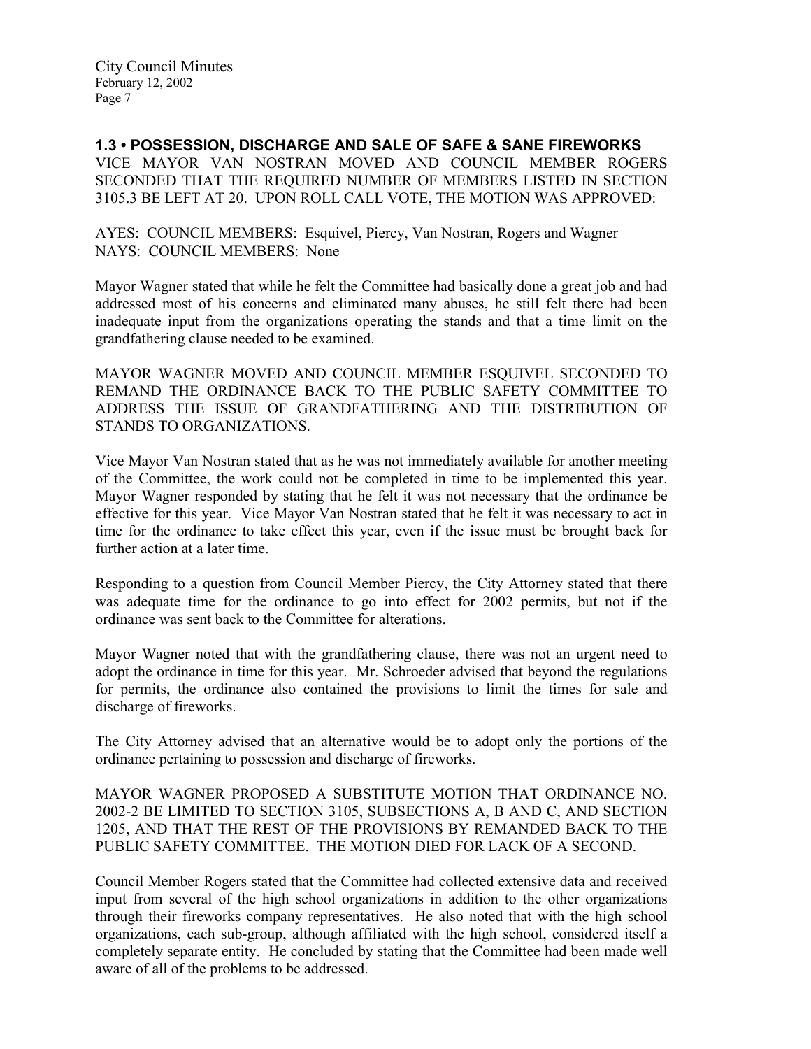### 1.3 • POSSESSION, DISCHARGE AND SALE OF SAFE & SANE FIREWORKS

VICE MAYOR VAN NOSTRAN MOVED AND COUNCIL MEMBER ROGERS SECONDED THAT THE REQUIRED NUMBER OF MEMBERS LISTED IN SECTION 3105.3 BE LEFT AT 20. UPON ROLL CALL VOTE, THE MOTION WAS APPROVED:

AYES: COUNCIL MEMBERS: Esquivel, Piercy, Van Nostran, Rogers and Wagner
NAYS: COUNCIL MEMBERS: None

Mayor Wagner stated that while he felt the Committee had basically done a great job and had addressed most of his concerns and eliminated many abuses, he still felt there had been inadequate input from the organizations operating the stands and that a time limit on the grandfathering clause needed to be examined.

MAYOR WAGNER MOVED AND COUNCIL MEMBER ESQUIVEL SECONDED TO REMAND THE ORDINANCE BACK TO THE PUBLIC SAFETY COMMITTEE TO ADDRESS THE ISSUE OF GRANDFATHERING AND THE DISTRIBUTION OF STANDS TO ORGANIZATIONS.

Vice Mayor Van Nostran stated that as he was not immediately available for another meeting of the Committee, the work could not be completed in time to be implemented this year. Mayor Wagner responded by stating that he felt it was not necessary that the ordinance be effective for this year. Vice Mayor Van Nostran stated that he felt it was necessary to act in time for the ordinance to take effect this year, even if the issue must be brought back for further action at a later time.

Responding to a question from Council Member Piercy, the City Attorney stated that there was adequate time for the ordinance to go into effect for 2002 permits, but not if the ordinance was sent back to the Committee for alterations.

Mayor Wagner noted that with the grandfathering clause, there was not an urgent need to adopt the ordinance in time for this year. Mr. Schroeder advised that beyond the regulations for permits, the ordinance also contained the provisions to limit the times for sale and discharge of fireworks.

The City Attorney advised that an alternative would be to adopt only the portions of the ordinance pertaining to possession and discharge of fireworks.

MAYOR WAGNER PROPOSED A SUBSTITUTE MOTION THAT ORDINANCE NO. 2002-2 BE LIMITED TO SECTION 3105, SUBSECTIONS A, B AND C, AND SECTION 1205, AND THAT THE REST OF THE PROVISIONS BY REMANDED BACK TO THE PUBLIC SAFETY COMMITTEE. THE MOTION DIED FOR LACK OF A SECOND.

Council Member Rogers stated that the Committee had collected extensive data and received input from several of the high school organizations in addition to the other organizations through their fireworks company representatives. He also noted that with the high school organizations, each sub-group, although affiliated with the high school, considered itself a completely separate entity. He concluded by stating that the Committee had been made well aware of all of the problems to be addressed.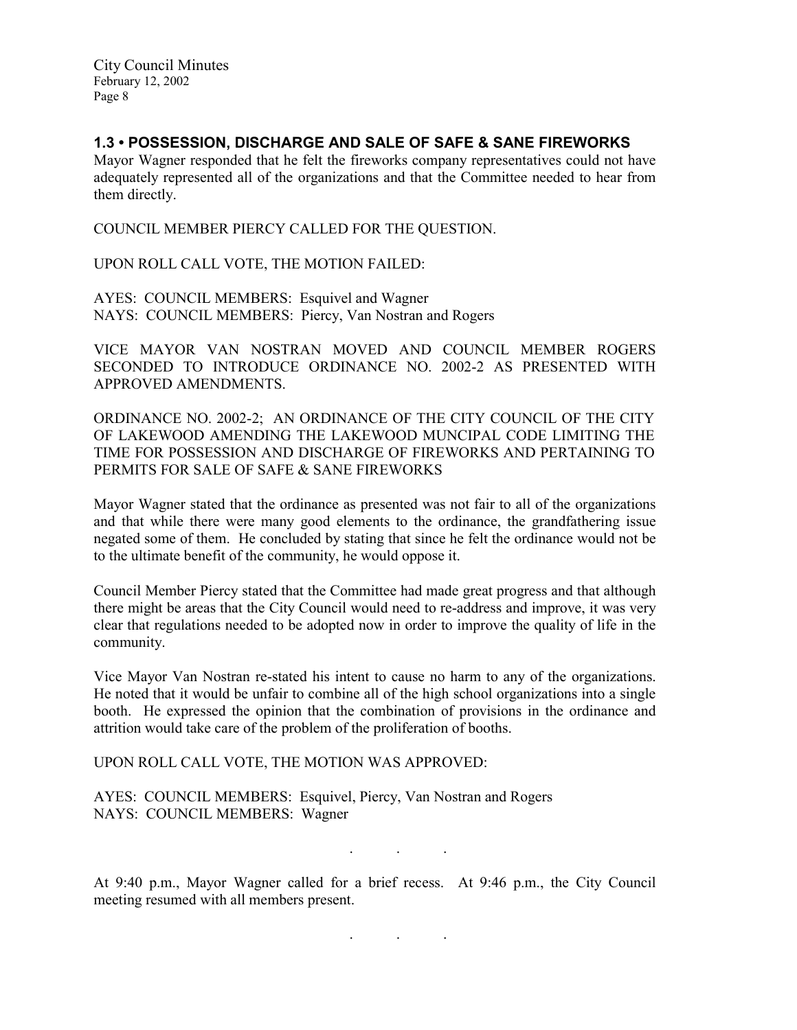## 1.3 • POSSESSION, DISCHARGE AND SALE OF SAFE & SANE FIREWORKS

Mayor Wagner responded that he felt the fireworks company representatives could not have adequately represented all of the organizations and that the Committee needed to hear from them directly.

COUNCIL MEMBER PIERCY CALLED FOR THE QUESTION.

UPON ROLL CALL VOTE, THE MOTION FAILED:

AYES: COUNCIL MEMBERS: Esquivel and Wagner
NAYS: COUNCIL MEMBERS: Piercy, Van Nostran and Rogers

VICE MAYOR VAN NOSTRAN MOVED AND COUNCIL MEMBER ROGERS SECONDED TO INTRODUCE ORDINANCE NO. 2002-2 AS PRESENTED WITH APPROVED AMENDMENTS.

ORDINANCE NO. 2002-2; AN ORDINANCE OF THE CITY COUNCIL OF THE CITY OF LAKEWOOD AMENDING THE LAKEWOOD MUNCIPAL CODE LIMITING THE TIME FOR POSSESSION AND DISCHARGE OF FIREWORKS AND PERTAINING TO PERMITS FOR SALE OF SAFE & SANE FIREWORKS

Mayor Wagner stated that the ordinance as presented was not fair to all of the organizations and that while there were many good elements to the ordinance, the grandfathering issue negated some of them. He concluded by stating that since he felt the ordinance would not be to the ultimate benefit of the community, he would oppose it.

Council Member Piercy stated that the Committee had made great progress and that although there might be areas that the City Council would need to re-address and improve, it was very clear that regulations needed to be adopted now in order to improve the quality of life in the community.

Vice Mayor Van Nostran re-stated his intent to cause no harm to any of the organizations. He noted that it would be unfair to combine all of the high school organizations into a single booth. He expressed the opinion that the combination of provisions in the ordinance and attrition would take care of the problem of the proliferation of booths.

UPON ROLL CALL VOTE, THE MOTION WAS APPROVED:

AYES: COUNCIL MEMBERS: Esquivel, Piercy, Van Nostran and Rogers
NAYS: COUNCIL MEMBERS: Wagner

. . .

At 9:40 p.m., Mayor Wagner called for a brief recess. At 9:46 p.m., the City Council meeting resumed with all members present.

. . .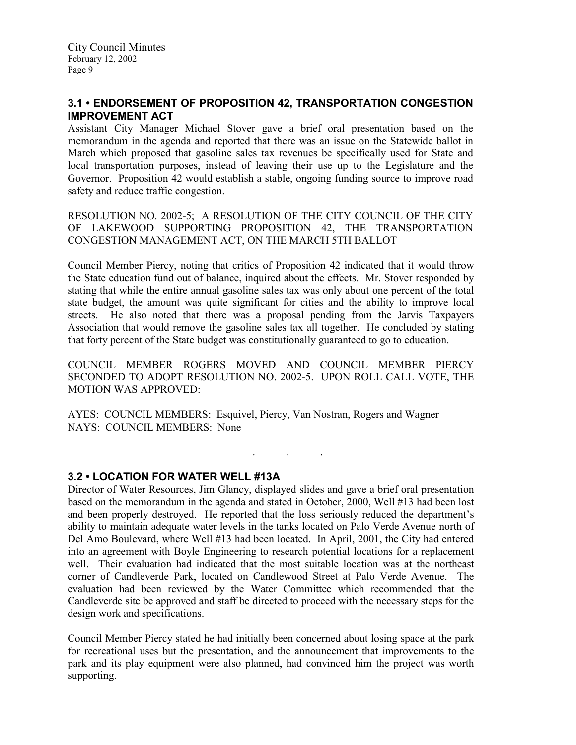## 3.1 • ENDORSEMENT OF PROPOSITION 42, TRANSPORTATION CONGESTION IMPROVEMENT ACT

Assistant City Manager Michael Stover gave a brief oral presentation based on the memorandum in the agenda and reported that there was an issue on the Statewide ballot in March which proposed that gasoline sales tax revenues be specifically used for State and local transportation purposes, instead of leaving their use up to the Legislature and the Governor. Proposition 42 would establish a stable, ongoing funding source to improve road safety and reduce traffic congestion.

RESOLUTION NO. 2002-5; A RESOLUTION OF THE CITY COUNCIL OF THE CITY OF LAKEWOOD SUPPORTING PROPOSITION 42, THE TRANSPORTATION CONGESTION MANAGEMENT ACT, ON THE MARCH 5TH BALLOT

Council Member Piercy, noting that critics of Proposition 42 indicated that it would throw the State education fund out of balance, inquired about the effects. Mr. Stover responded by stating that while the entire annual gasoline sales tax was only about one percent of the total state budget, the amount was quite significant for cities and the ability to improve local streets. He also noted that there was a proposal pending from the Jarvis Taxpayers Association that would remove the gasoline sales tax all together. He concluded by stating that forty percent of the State budget was constitutionally guaranteed to go to education.

COUNCIL MEMBER ROGERS MOVED AND COUNCIL MEMBER PIERCY SECONDED TO ADOPT RESOLUTION NO. 2002-5. UPON ROLL CALL VOTE, THE MOTION WAS APPROVED:

AYES: COUNCIL MEMBERS: Esquivel, Piercy, Van Nostran, Rogers and Wagner
NAYS: COUNCIL MEMBERS: None

. . .

## 3.2 • LOCATION FOR WATER WELL #13A

Director of Water Resources, Jim Glancy, displayed slides and gave a brief oral presentation based on the memorandum in the agenda and stated in October, 2000, Well #13 had been lost and been properly destroyed. He reported that the loss seriously reduced the department's ability to maintain adequate water levels in the tanks located on Palo Verde Avenue north of Del Amo Boulevard, where Well #13 had been located. In April, 2001, the City had entered into an agreement with Boyle Engineering to research potential locations for a replacement well. Their evaluation had indicated that the most suitable location was at the northeast corner of Candleverde Park, located on Candlewood Street at Palo Verde Avenue. The evaluation had been reviewed by the Water Committee which recommended that the Candleverde site be approved and staff be directed to proceed with the necessary steps for the design work and specifications.

Council Member Piercy stated he had initially been concerned about losing space at the park for recreational uses but the presentation, and the announcement that improvements to the park and its play equipment were also planned, had convinced him the project was worth supporting.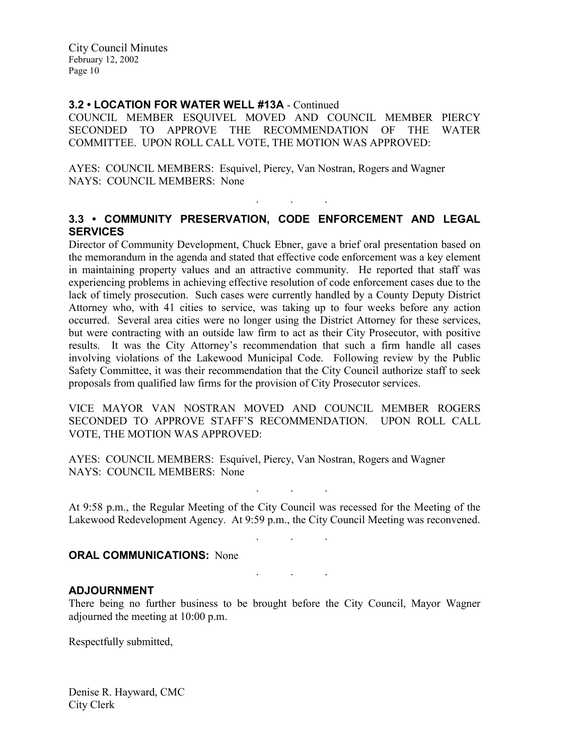**3.2 • LOCATION FOR WATER WELL #13A** - Continued

COUNCIL MEMBER ESQUIVEL MOVED AND COUNCIL MEMBER PIERCY SECONDED TO APPROVE THE RECOMMENDATION OF THE WATER COMMITTEE. UPON ROLL CALL VOTE, THE MOTION WAS APPROVED:

AYES: COUNCIL MEMBERS: Esquivel, Piercy, Van Nostran, Rogers and Wagner
NAYS: COUNCIL MEMBERS: None

. . .

**3.3 • COMMUNITY PRESERVATION, CODE ENFORCEMENT AND LEGAL SERVICES**

Director of Community Development, Chuck Ebner, gave a brief oral presentation based on the memorandum in the agenda and stated that effective code enforcement was a key element in maintaining property values and an attractive community. He reported that staff was experiencing problems in achieving effective resolution of code enforcement cases due to the lack of timely prosecution. Such cases were currently handled by a County Deputy District Attorney who, with 41 cities to service, was taking up to four weeks before any action occurred. Several area cities were no longer using the District Attorney for these services, but were contracting with an outside law firm to act as their City Prosecutor, with positive results. It was the City Attorney's recommendation that such a firm handle all cases involving violations of the Lakewood Municipal Code. Following review by the Public Safety Committee, it was their recommendation that the City Council authorize staff to seek proposals from qualified law firms for the provision of City Prosecutor services.

VICE MAYOR VAN NOSTRAN MOVED AND COUNCIL MEMBER ROGERS SECONDED TO APPROVE STAFF'S RECOMMENDATION. UPON ROLL CALL VOTE, THE MOTION WAS APPROVED:

AYES: COUNCIL MEMBERS: Esquivel, Piercy, Van Nostran, Rogers and Wagner
NAYS: COUNCIL MEMBERS: None

. . .

At 9:58 p.m., the Regular Meeting of the City Council was recessed for the Meeting of the Lakewood Redevelopment Agency. At 9:59 p.m., the City Council Meeting was reconvened.

. . .

**ORAL COMMUNICATIONS:** None

. . .

**ADJOURNMENT**

There being no further business to be brought before the City Council, Mayor Wagner adjourned the meeting at 10:00 p.m.

Respectfully submitted,

Denise R. Hayward, CMC
City Clerk